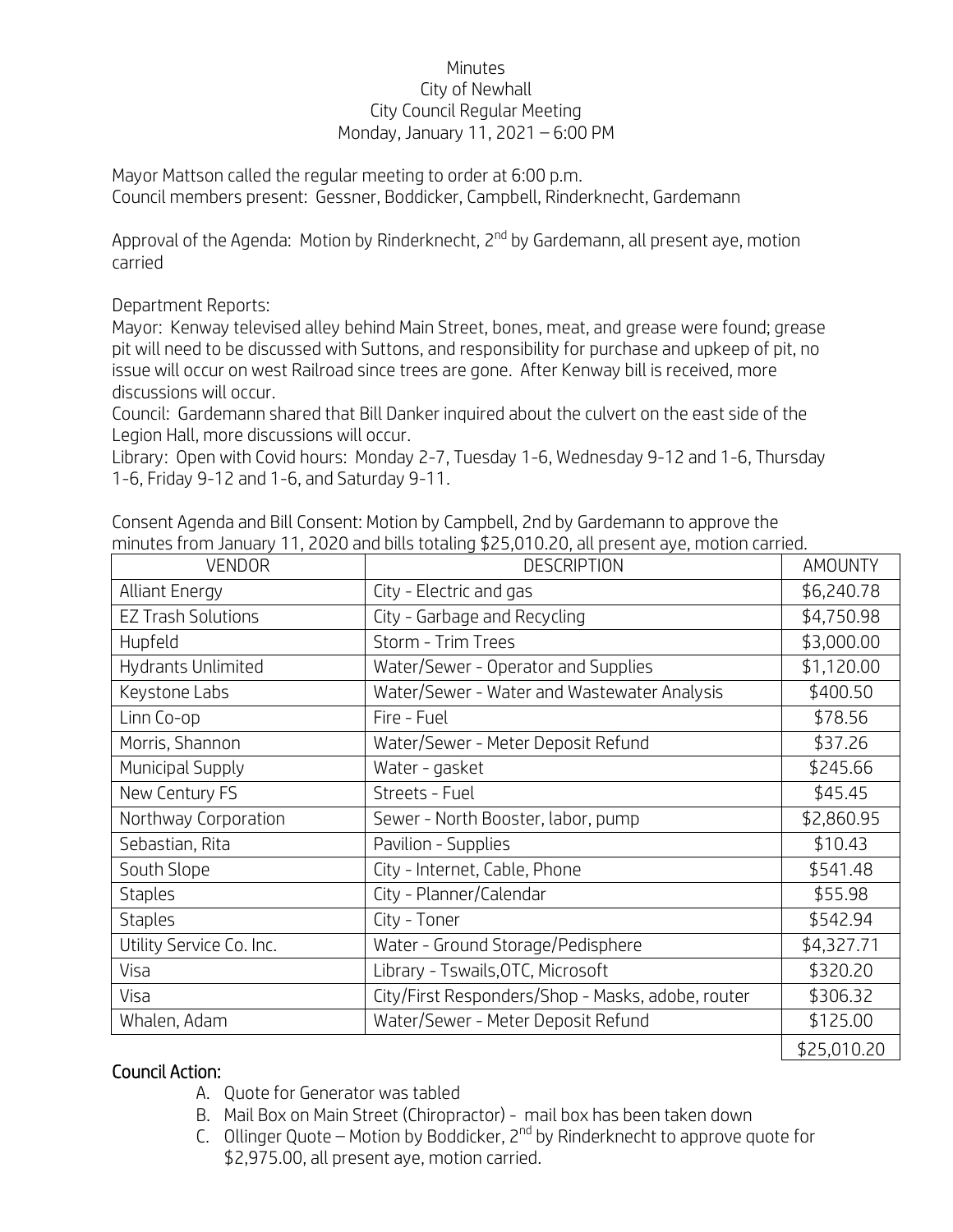Minutes
City of Newhall
City Council Regular Meeting
Monday, January 11, 2021 – 6:00 PM

Mayor Mattson called the regular meeting to order at 6:00 p.m.
Council members present: Gessner, Boddicker, Campbell, Rinderknecht, Gardemann

Approval of the Agenda: Motion by Rinderknecht, 2nd by Gardemann, all present aye, motion carried

Department Reports:
Mayor: Kenway televised alley behind Main Street, bones, meat, and grease were found; grease pit will need to be discussed with Suttons, and responsibility for purchase and upkeep of pit, no issue will occur on west Railroad since trees are gone. After Kenway bill is received, more discussions will occur.
Council: Gardemann shared that Bill Danker inquired about the culvert on the east side of the Legion Hall, more discussions will occur.
Library: Open with Covid hours: Monday 2-7, Tuesday 1-6, Wednesday 9-12 and 1-6, Thursday 1-6, Friday 9-12 and 1-6, and Saturday 9-11.

Consent Agenda and Bill Consent: Motion by Campbell, 2nd by Gardemann to approve the minutes from January 11, 2020 and bills totaling $25,010.20, all present aye, motion carried.

| VENDOR | DESCRIPTION | AMOUNTY |
|---|---|---|
| Alliant Energy | City - Electric and gas | $6,240.78 |
| EZ Trash Solutions | City - Garbage and Recycling | $4,750.98 |
| Hupfeld | Storm - Trim Trees | $3,000.00 |
| Hydrants Unlimited | Water/Sewer - Operator and Supplies | $1,120.00 |
| Keystone Labs | Water/Sewer - Water and Wastewater Analysis | $400.50 |
| Linn Co-op | Fire - Fuel | $78.56 |
| Morris, Shannon | Water/Sewer - Meter Deposit Refund | $37.26 |
| Municipal Supply | Water - gasket | $245.66 |
| New Century FS | Streets - Fuel | $45.45 |
| Northway Corporation | Sewer - North Booster, labor, pump | $2,860.95 |
| Sebastian, Rita | Pavilion - Supplies | $10.43 |
| South Slope | City - Internet, Cable, Phone | $541.48 |
| Staples | City - Planner/Calendar | $55.98 |
| Staples | City - Toner | $542.94 |
| Utility Service Co. Inc. | Water - Ground Storage/Pedisphere | $4,327.71 |
| Visa | Library - Tswails,OTC, Microsoft | $320.20 |
| Visa | City/First Responders/Shop - Masks, adobe, router | $306.32 |
| Whalen, Adam | Water/Sewer - Meter Deposit Refund | $125.00 |
| | | $25,010.20 |

**Council Action:**

A. Quote for Generator was tabled
B. Mail Box on Main Street (Chiropractor) - mail box has been taken down
C. Ollinger Quote – Motion by Boddicker, 2nd by Rinderknecht to approve quote for $2,975.00, all present aye, motion carried.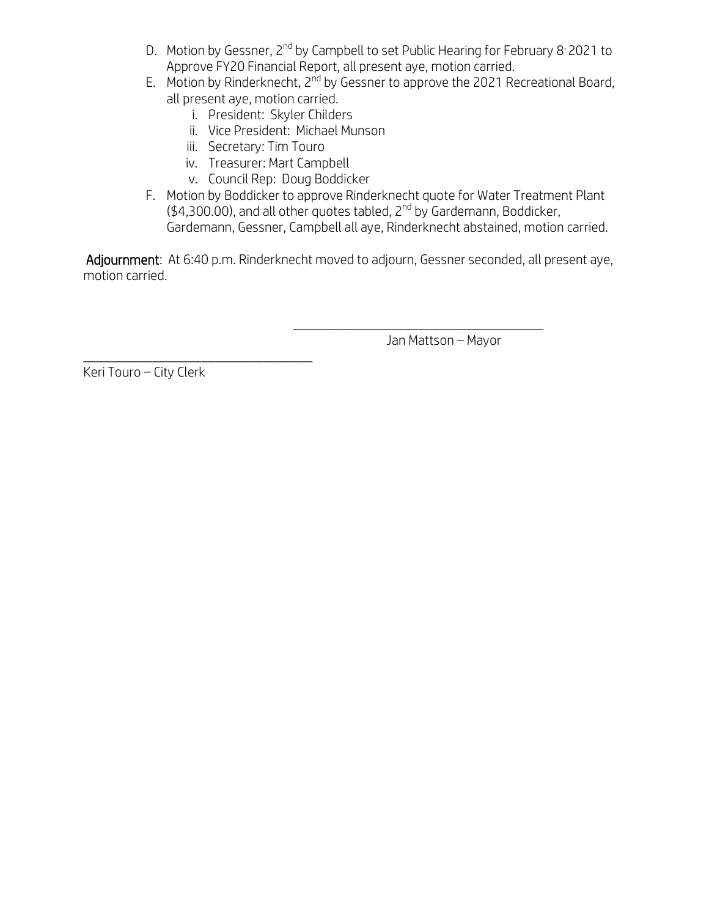D. Motion by Gessner, 2nd by Campbell to set Public Hearing for February 8, 2021 to Approve FY20 Financial Report, all present aye, motion carried.

E. Motion by Rinderknecht, 2nd by Gessner to approve the 2021 Recreational Board, all present aye, motion carried.

   i. President: Skyler Childers
   ii. Vice President: Michael Munson
   iii. Secretary: Tim Touro
   iv. Treasurer: Mart Campbell
   v. Council Rep: Doug Boddicker

F. Motion by Boddicker to approve Rinderknecht quote for Water Treatment Plant ($4,300.00), and all other quotes tabled, 2nd by Gardemann, Boddicker, Gardemann, Gessner, Campbell all aye, Rinderknecht abstained, motion carried.

**Adjournment**: At 6:40 p.m. Rinderknecht moved to adjourn, Gessner seconded, all present aye, motion carried.

\_\_\_\_\_\_\_\_\_\_\_\_\_\_\_\_\_\_\_\_\_\_\_\_\_\_\_\_\_\_\_\_\_\_\_\_\_\_\_\_

Jan Mattson – Mayor

\_\_\_\_\_\_\_\_\_\_\_\_\_\_\_\_\_\_\_\_\_\_\_\_\_\_\_\_\_\_\_\_\_\_\_\_\_\_\_\_

Keri Touro – City Clerk